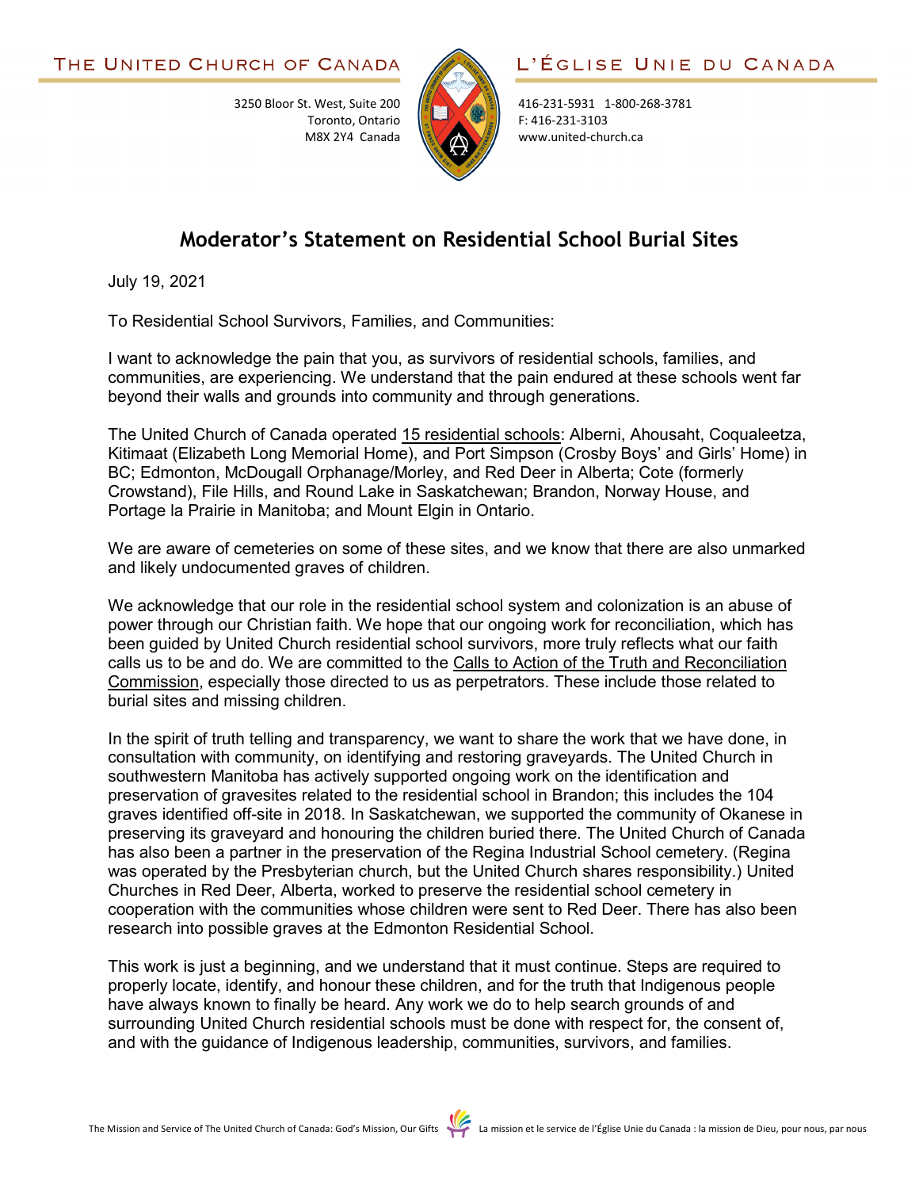THE UNITED CHURCH OF CANADA

3250 Bloor St. West, Suite 200
Toronto, Ontario
M8X 2Y4 Canada

L'ÉGLISE UNIE DU CANADA

416-231-5931 1-800-268-3781
F: 416-231-3103
www.united-church.ca

# Moderator's Statement on Residential School Burial Sites

July 19, 2021

To Residential School Survivors, Families, and Communities:

I want to acknowledge the pain that you, as survivors of residential schools, families, and communities, are experiencing. We understand that the pain endured at these schools went far beyond their walls and grounds into community and through generations.

The United Church of Canada operated 15 residential schools: Alberni, Ahousaht, Coqualeetza, Kitimaat (Elizabeth Long Memorial Home), and Port Simpson (Crosby Boys' and Girls' Home) in BC; Edmonton, McDougall Orphanage/Morley, and Red Deer in Alberta; Cote (formerly Crowstand), File Hills, and Round Lake in Saskatchewan; Brandon, Norway House, and Portage la Prairie in Manitoba; and Mount Elgin in Ontario.

We are aware of cemeteries on some of these sites, and we know that there are also unmarked and likely undocumented graves of children.

We acknowledge that our role in the residential school system and colonization is an abuse of power through our Christian faith. We hope that our ongoing work for reconciliation, which has been guided by United Church residential school survivors, more truly reflects what our faith calls us to be and do. We are committed to the Calls to Action of the Truth and Reconciliation Commission, especially those directed to us as perpetrators. These include those related to burial sites and missing children.

In the spirit of truth telling and transparency, we want to share the work that we have done, in consultation with community, on identifying and restoring graveyards. The United Church in southwestern Manitoba has actively supported ongoing work on the identification and preservation of gravesites related to the residential school in Brandon; this includes the 104 graves identified off-site in 2018. In Saskatchewan, we supported the community of Okanese in preserving its graveyard and honouring the children buried there. The United Church of Canada has also been a partner in the preservation of the Regina Industrial School cemetery. (Regina was operated by the Presbyterian church, but the United Church shares responsibility.) United Churches in Red Deer, Alberta, worked to preserve the residential school cemetery in cooperation with the communities whose children were sent to Red Deer. There has also been research into possible graves at the Edmonton Residential School.

This work is just a beginning, and we understand that it must continue. Steps are required to properly locate, identify, and honour these children, and for the truth that Indigenous people have always known to finally be heard. Any work we do to help search grounds of and surrounding United Church residential schools must be done with respect for, the consent of, and with the guidance of Indigenous leadership, communities, survivors, and families.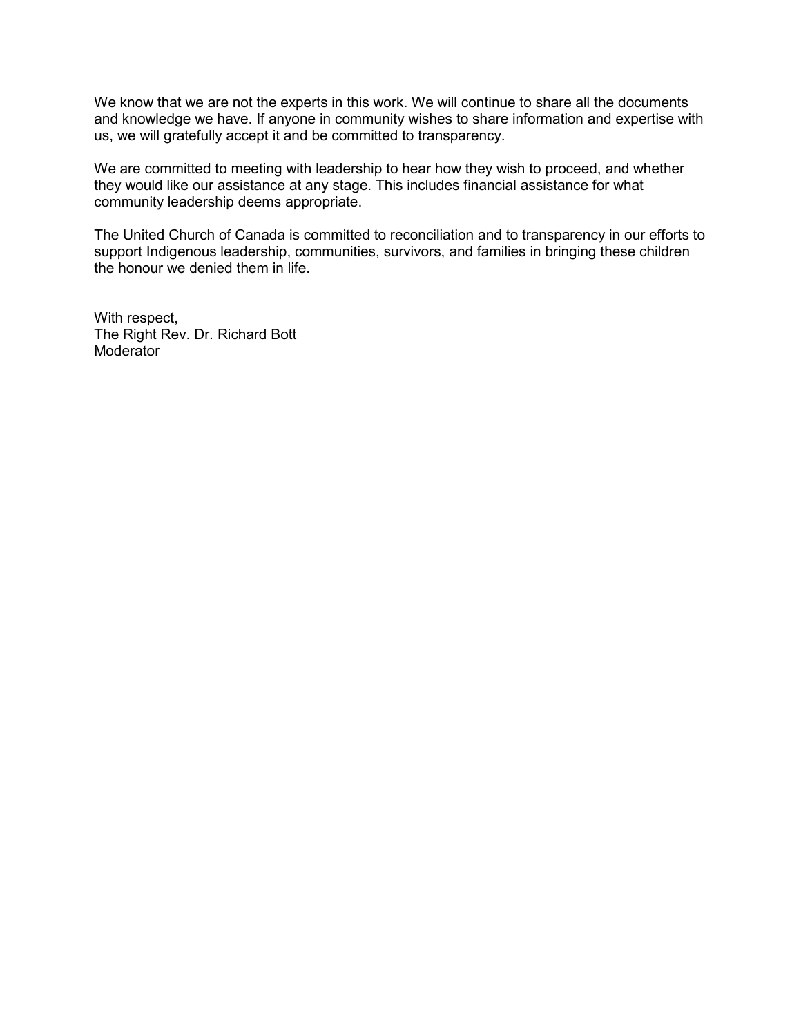We know that we are not the experts in this work. We will continue to share all the documents and knowledge we have. If anyone in community wishes to share information and expertise with us, we will gratefully accept it and be committed to transparency.

We are committed to meeting with leadership to hear how they wish to proceed, and whether they would like our assistance at any stage. This includes financial assistance for what community leadership deems appropriate.

The United Church of Canada is committed to reconciliation and to transparency in our efforts to support Indigenous leadership, communities, survivors, and families in bringing these children the honour we denied them in life.

With respect,  
The Right Rev. Dr. Richard Bott  
Moderator